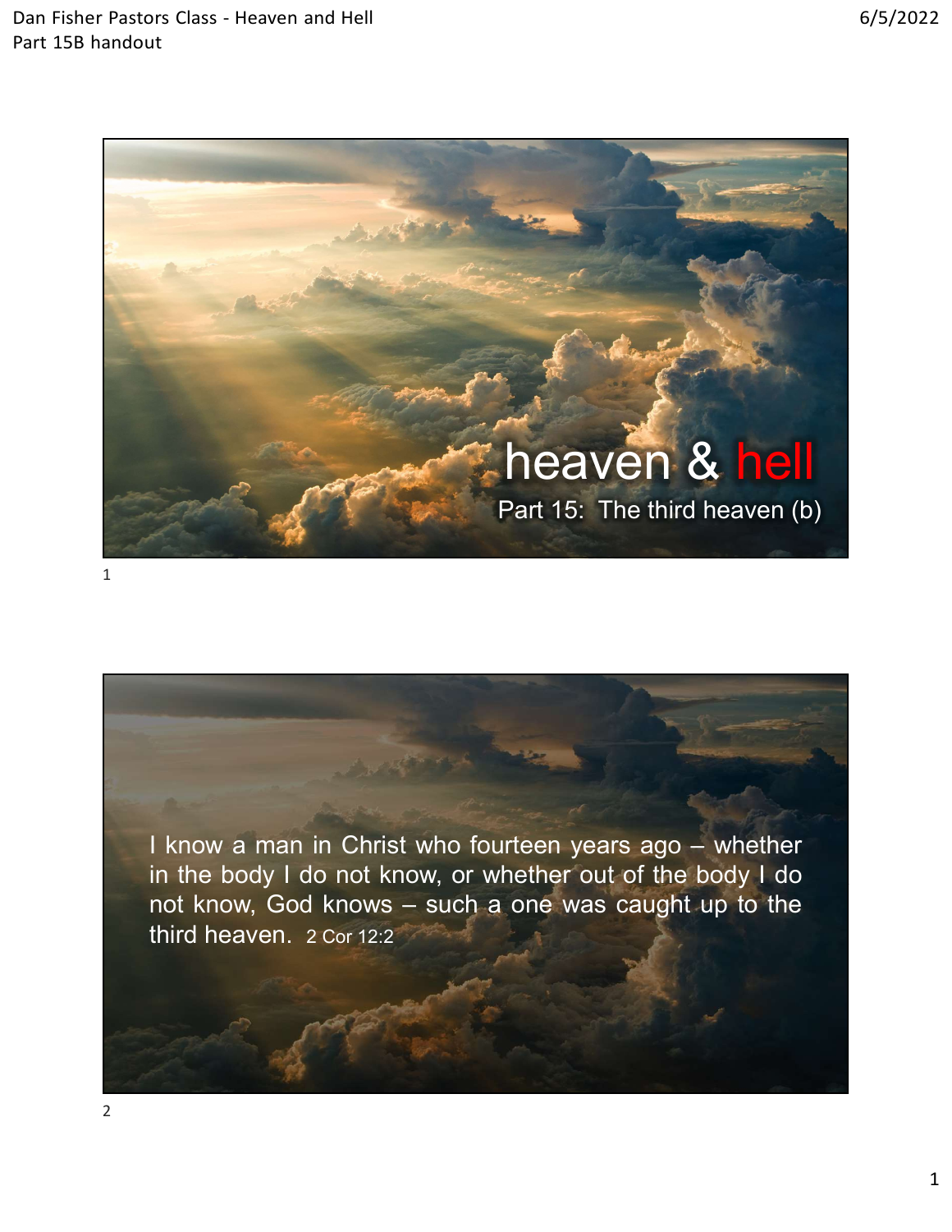# heaven & hell

## Part 15: The third heaven (b)

I know a man in Christ who fourteen years ago – whether in the body I do not know, or whether out of the body I do not know, God knows – such a one was caught up to the third heaven. 2 Cor 12:2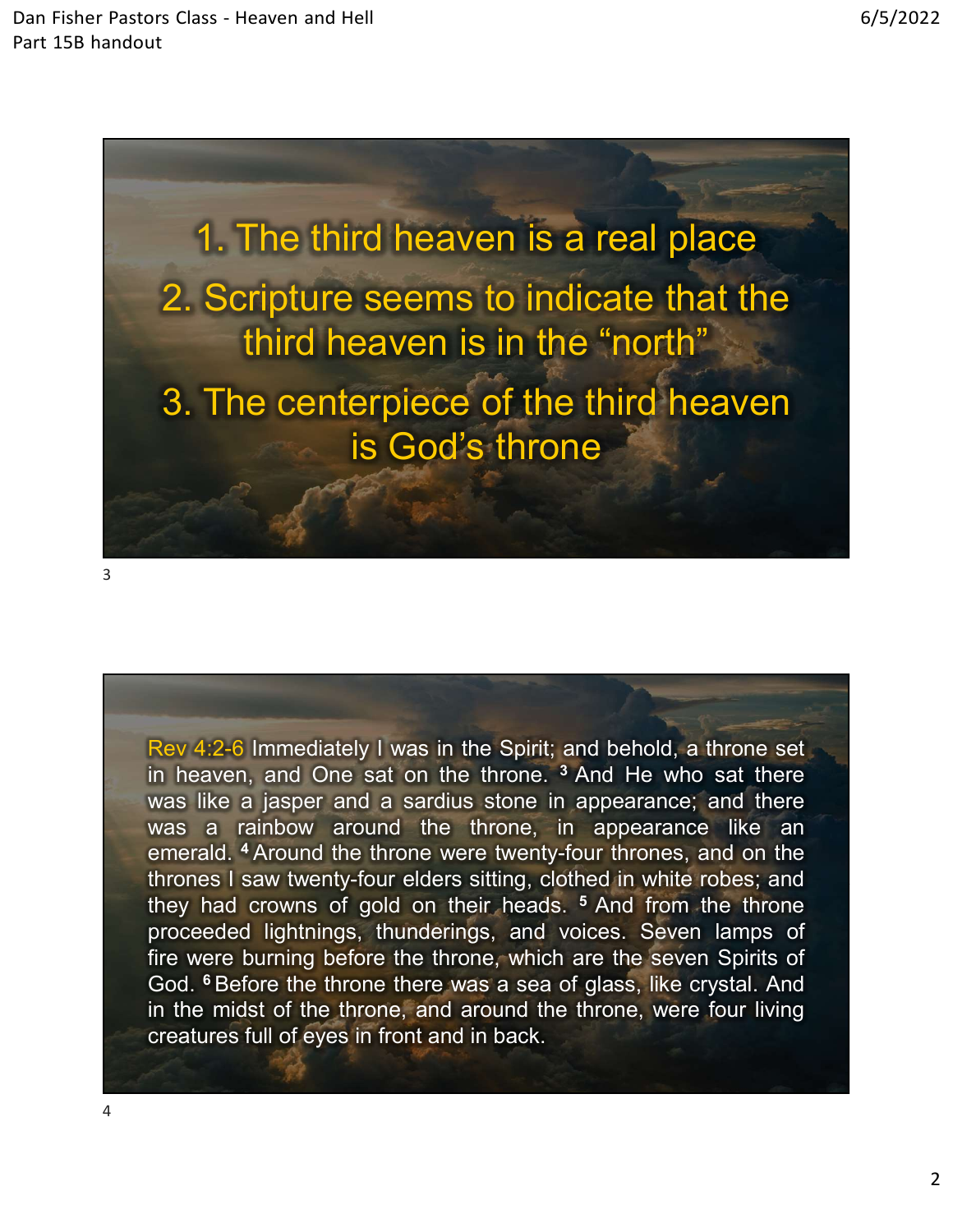1. The third heaven is a real place
2. Scripture seems to indicate that the third heaven is in the "north"
3. The centerpiece of the third heaven is God's throne

Rev 4:2-6 Immediately I was in the Spirit; and behold, a throne set in heaven, and One sat on the throne. [3] And He who sat there was like a jasper and a sardius stone in appearance; and there was a rainbow around the throne, in appearance like an emerald. [4] Around the throne were twenty-four thrones, and on the thrones I saw twenty-four elders sitting, clothed in white robes; and they had crowns of gold on their heads. [5] And from the throne proceeded lightnings, thunderings, and voices. Seven lamps of fire were burning before the throne, which are the seven Spirits of God. [6] Before the throne there was a sea of glass, like crystal. And in the midst of the throne, and around the throne, were four living creatures full of eyes in front and in back.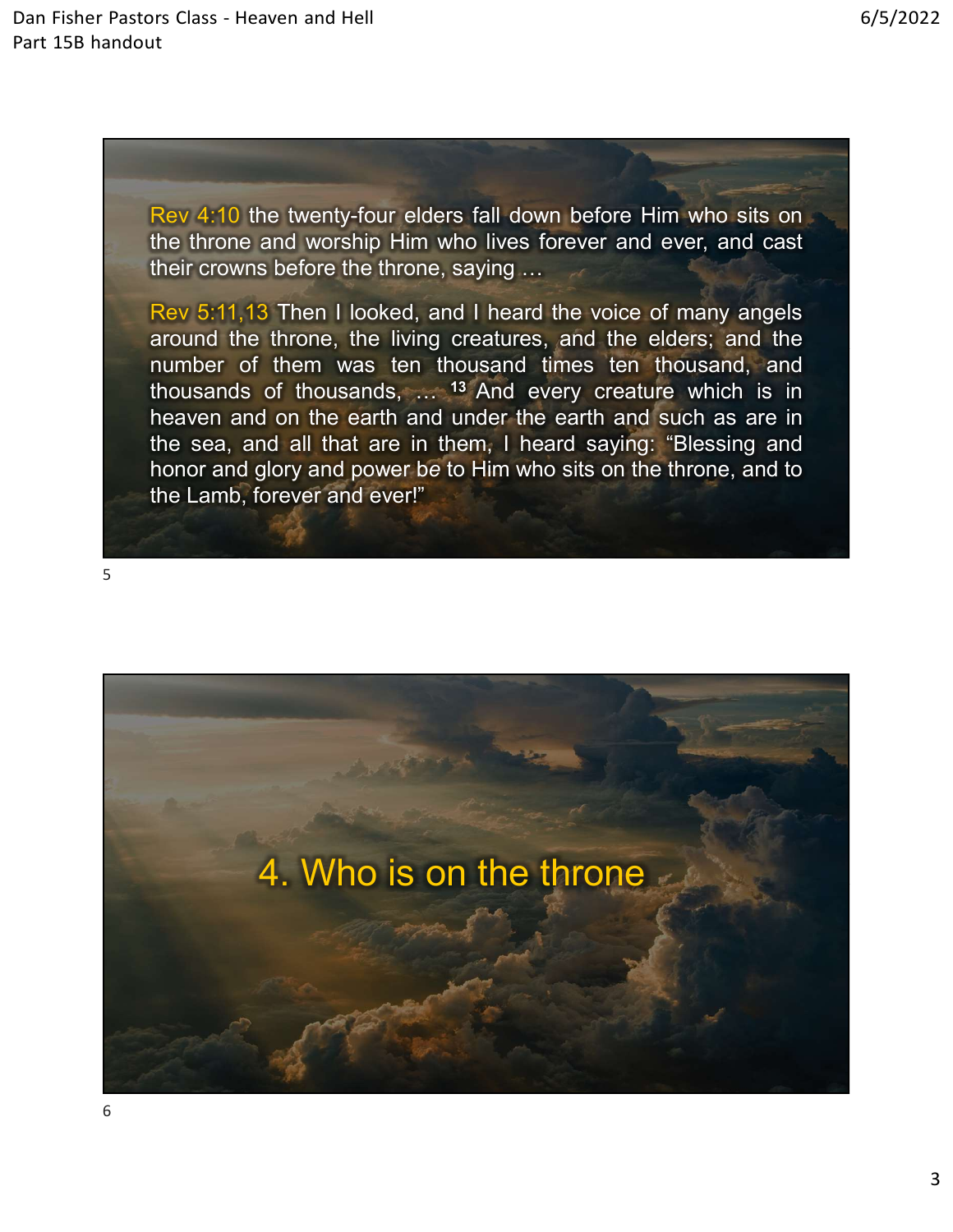Rev 4:10 the twenty-four elders fall down before Him who sits on the throne and worship Him who lives forever and ever, and cast their crowns before the throne, saying …

Rev 5:11,13 Then I looked, and I heard the voice of many angels around the throne, the living creatures, and the elders; and the number of them was ten thousand times ten thousand, and thousands of thousands, … [13] And every creature which is in heaven and on the earth and under the earth and such as are in the sea, and all that are in them, I heard saying: “Blessing and honor and glory and power *be* to Him who sits on the throne, and to the Lamb, forever and ever!”

## 4. Who is on the throne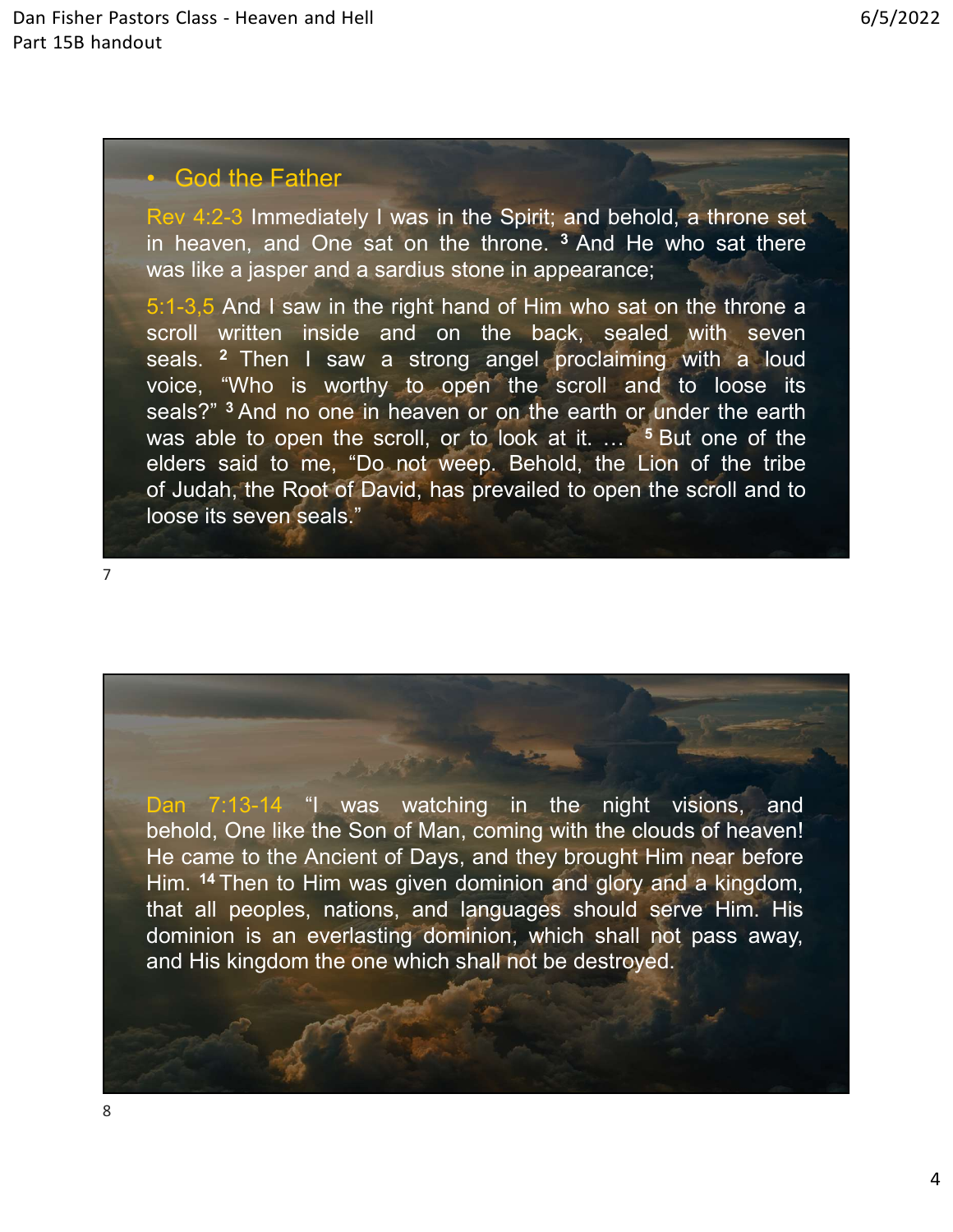- God the Father

Rev 4:2-3 Immediately I was in the Spirit; and behold, a throne set in heaven, and One sat on the throne. [3] And He who sat there was like a jasper and a sardius stone in appearance;

5:1-3,5 And I saw in the right hand of Him who sat on the throne a scroll written inside and on the back, sealed with seven seals. [2] Then I saw a strong angel proclaiming with a loud voice, "Who is worthy to open the scroll and to loose its seals?" [3] And no one in heaven or on the earth or under the earth was able to open the scroll, or to look at it. … [5] But one of the elders said to me, "Do not weep. Behold, the Lion of the tribe of Judah, the Root of David, has prevailed to open the scroll and to loose its seven seals."

Dan 7:13-14 "I was watching in the night visions, and behold, One like the Son of Man, coming with the clouds of heaven! He came to the Ancient of Days, and they brought Him near before Him. [14] Then to Him was given dominion and glory and a kingdom, that all peoples, nations, and languages should serve Him. His dominion is an everlasting dominion, which shall not pass away, and His kingdom the one which shall not be destroyed.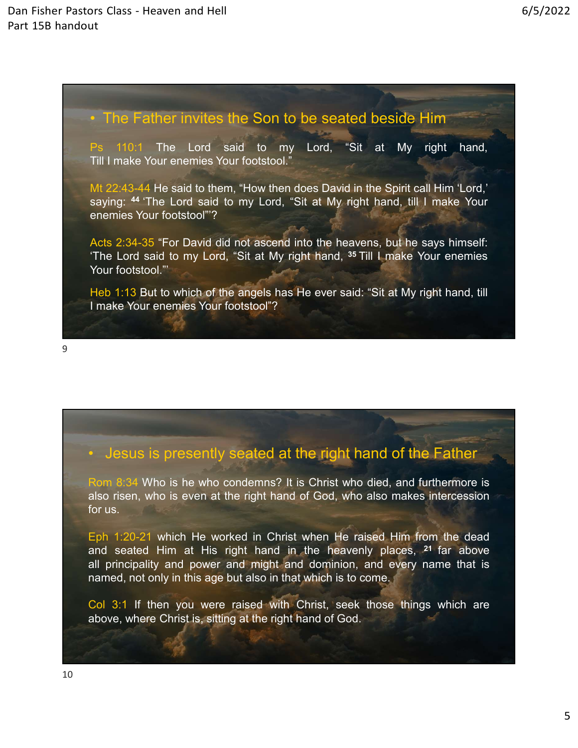## The Father invites the Son to be seated beside Him

Ps 110:1 The Lord said to my Lord, "Sit at My right hand, Till I make Your enemies Your footstool."

Mt 22:43-44 He said to them, "How then does David in the Spirit call Him 'Lord,' saying: [44] 'The Lord said to my Lord, "Sit at My right hand, till I make Your enemies Your footstool"'?

Acts 2:34-35 "For David did not ascend into the heavens, but he says himself: 'The Lord said to my Lord, "Sit at My right hand, [35] Till I make Your enemies Your footstool."'

Heb 1:13 But to which of the angels has He ever said: "Sit at My right hand, till I make Your enemies Your footstool"?

## Jesus is presently seated at the right hand of the Father

Rom 8:34 Who is he who condemns? It is Christ who died, and furthermore is also risen, who is even at the right hand of God, who also makes intercession for us.

Eph 1:20-21 which He worked in Christ when He raised Him from the dead and seated Him at His right hand in the heavenly places, [21] far above all principality and power and might and dominion, and every name that is named, not only in this age but also in that which is to come.

Col 3:1 If then you were raised with Christ, seek those things which are above, where Christ is, sitting at the right hand of God.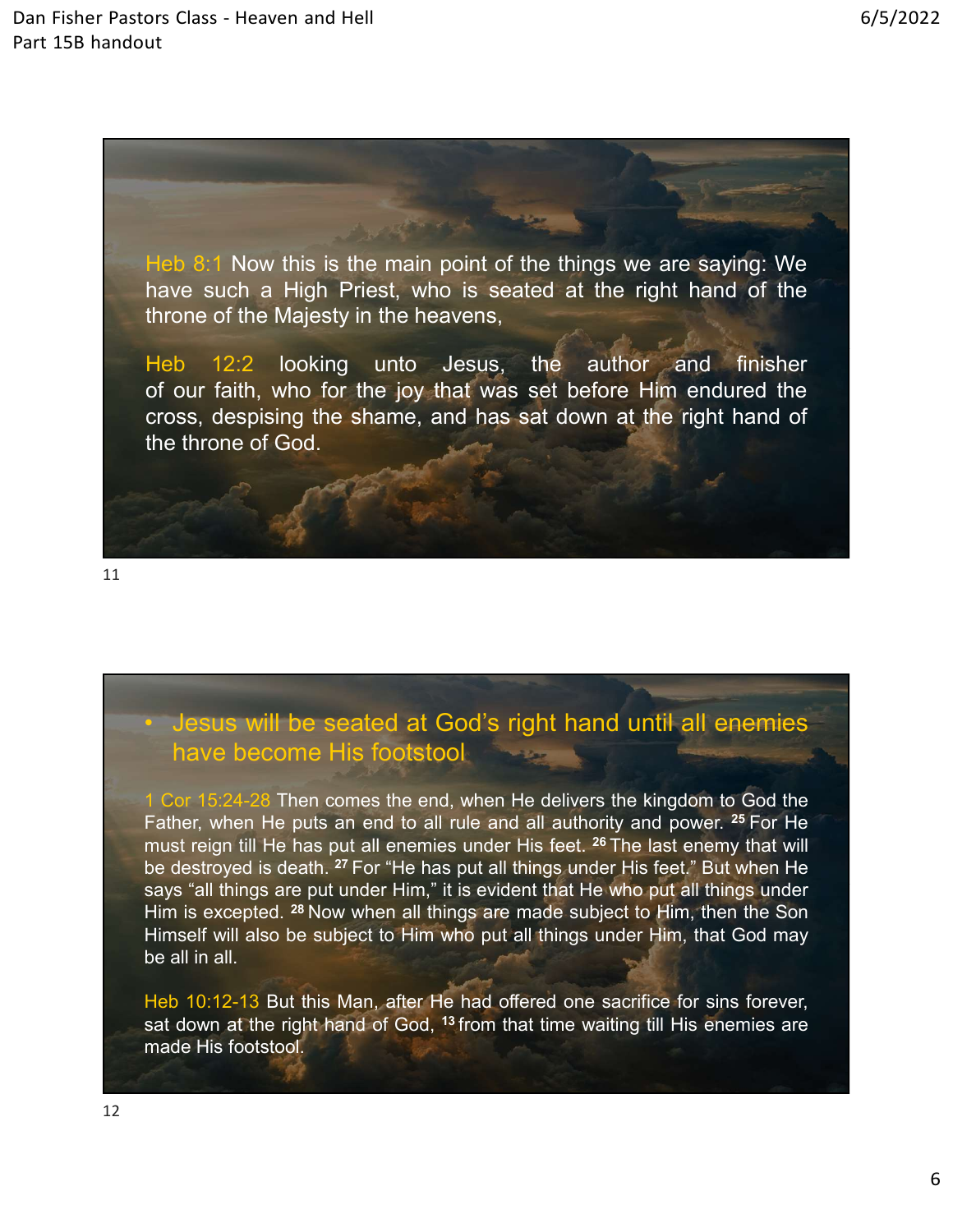Heb 8:1 Now this is the main point of the things we are saying: We have such a High Priest, who is seated at the right hand of the throne of the Majesty in the heavens,

Heb 12:2 looking unto Jesus, the author and finisher of our faith, who for the joy that was set before Him endured the cross, despising the shame, and has sat down at the right hand of the throne of God.

- Jesus will be seated at God's right hand until all enemies have become His footstool

1 Cor 15:24-28 Then comes the end, when He delivers the kingdom to God the Father, when He puts an end to all rule and all authority and power. [25] For He must reign till He has put all enemies under His feet. [26] The last enemy that will be destroyed is death. [27] For "He has put all things under His feet." But when He says "all things are put under Him," it is evident that He who put all things under Him is excepted. [28] Now when all things are made subject to Him, then the Son Himself will also be subject to Him who put all things under Him, that God may be all in all.

Heb 10:12-13 But this Man, after He had offered one sacrifice for sins forever, sat down at the right hand of God, [13] from that time waiting till His enemies are made His footstool.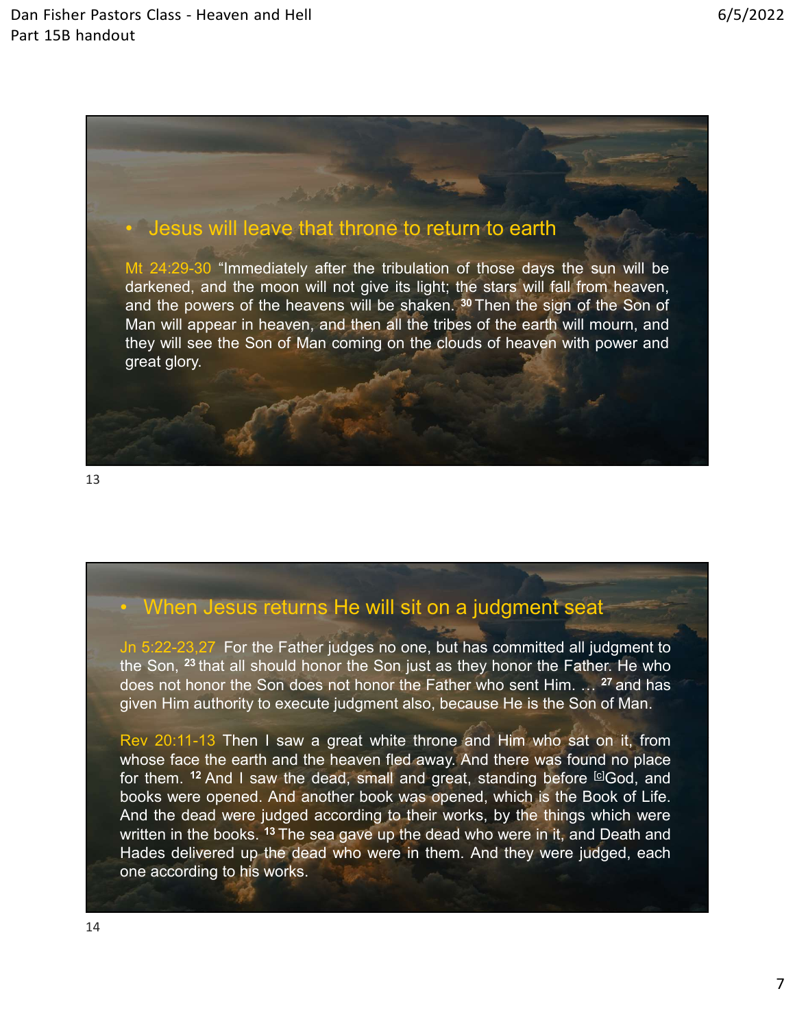- Jesus will leave that throne to return to earth

Mt 24:29-30 “Immediately after the tribulation of those days the sun will be darkened, and the moon will not give its light; the stars will fall from heaven, and the powers of the heavens will be shaken. [30] Then the sign of the Son of Man will appear in heaven, and then all the tribes of the earth will mourn, and they will see the Son of Man coming on the clouds of heaven with power and great glory.

13

- When Jesus returns He will sit on a judgment seat

Jn 5:22-23,27 For the Father judges no one, but has committed all judgment to the Son, [23] that all should honor the Son just as they honor the Father. He who does not honor the Son does not honor the Father who sent Him. … [27] and has given Him authority to execute judgment also, because He is the Son of Man.

Rev 20:11-13 Then I saw a great white throne and Him who sat on it, from whose face the earth and the heaven fled away. And there was found no place for them. [12] And I saw the dead, small and great, standing before [c]God, and books were opened. And another book was opened, which is the Book of Life. And the dead were judged according to their works, by the things which were written in the books. [13] The sea gave up the dead who were in it, and Death and Hades delivered up the dead who were in them. And they were judged, each one according to his works.

14